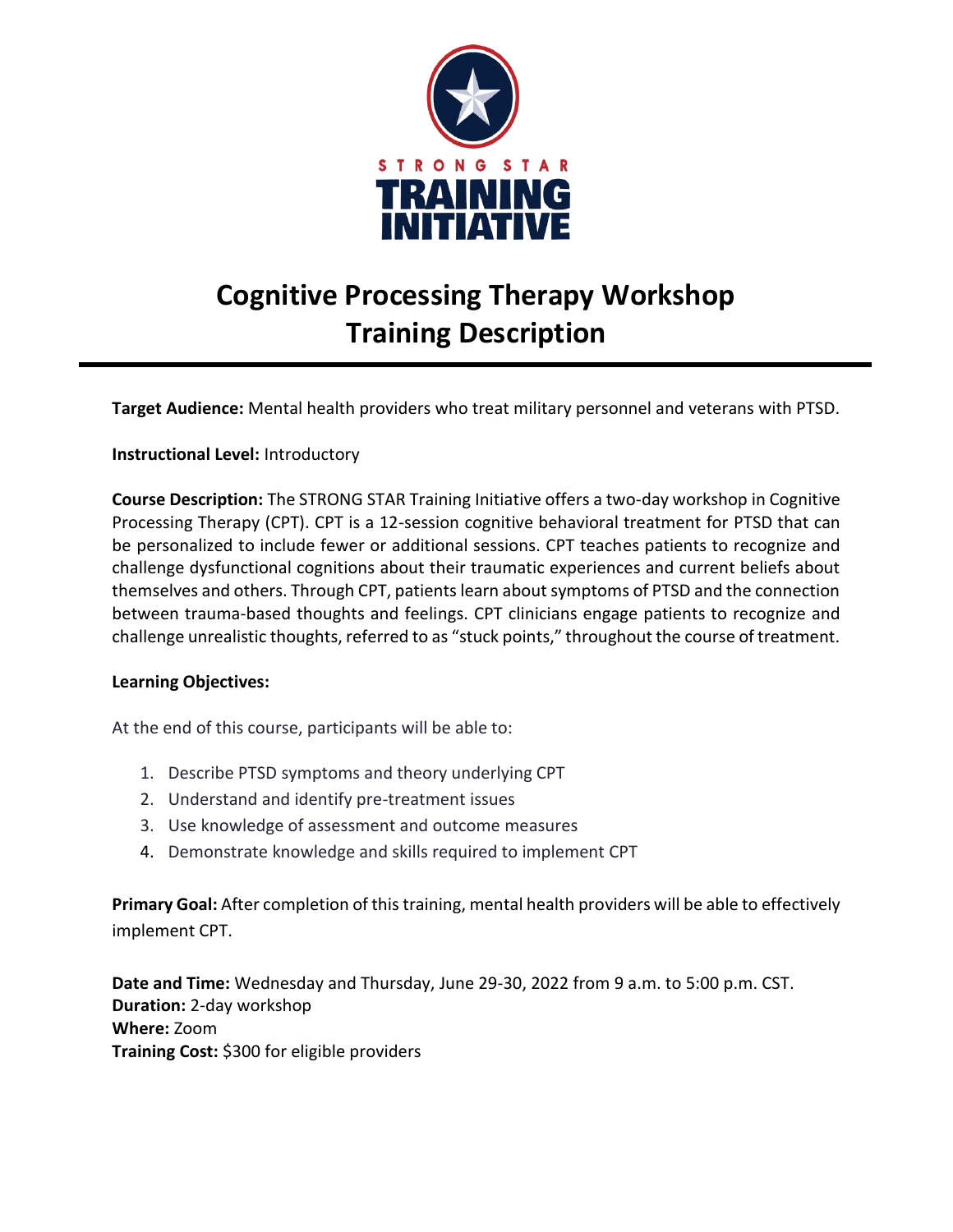STRONG STAR

TRAINING INITIATIVE

# Cognitive Processing Therapy Workshop
# Training Description

**Target Audience:** Mental health providers who treat military personnel and veterans with PTSD.

**Instructional Level:** Introductory

**Course Description:** The STRONG STAR Training Initiative offers a two-day workshop in Cognitive Processing Therapy (CPT). CPT is a 12-session cognitive behavioral treatment for PTSD that can be personalized to include fewer or additional sessions. CPT teaches patients to recognize and challenge dysfunctional cognitions about their traumatic experiences and current beliefs about themselves and others. Through CPT, patients learn about symptoms of PTSD and the connection between trauma-based thoughts and feelings. CPT clinicians engage patients to recognize and challenge unrealistic thoughts, referred to as "stuck points," throughout the course of treatment.

**Learning Objectives:**

At the end of this course, participants will be able to:

1. Describe PTSD symptoms and theory underlying CPT
2. Understand and identify pre-treatment issues
3. Use knowledge of assessment and outcome measures
4. Demonstrate knowledge and skills required to implement CPT

**Primary Goal:** After completion of this training, mental health providers will be able to effectively implement CPT.

**Date and Time:** Wednesday and Thursday, June 29-30, 2022 from 9 a.m. to 5:00 p.m. CST.
**Duration:** 2-day workshop
**Where:** Zoom
**Training Cost:** $300 for eligible providers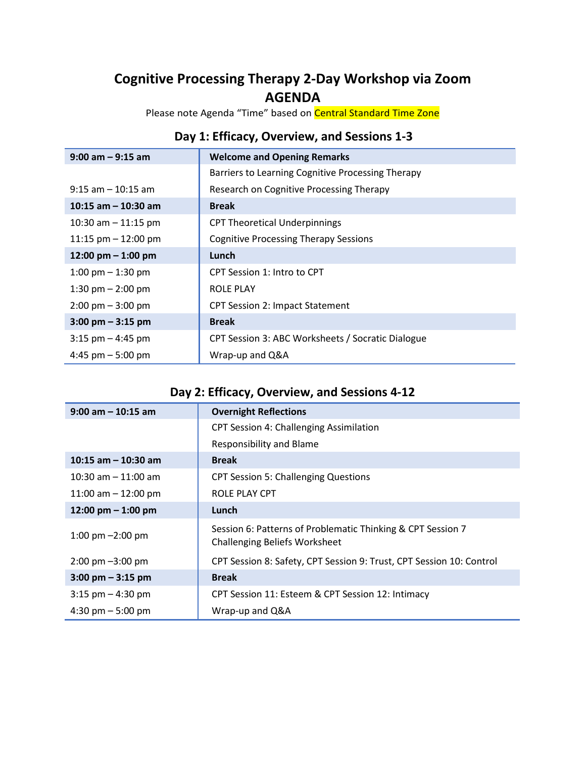# Cognitive Processing Therapy 2-Day Workshop via Zoom
# AGENDA

Please note Agenda "Time" based on Central Standard Time Zone

## Day 1: Efficacy, Overview, and Sessions 1-3

| **9:00 am – 9:15 am** | **Welcome and Opening Remarks** |
|---|---|
| | Barriers to Learning Cognitive Processing Therapy |
| 9:15 am – 10:15 am | Research on Cognitive Processing Therapy |
| **10:15 am – 10:30 am** | **Break** |
| 10:30 am – 11:15 pm | CPT Theoretical Underpinnings |
| 11:15 pm – 12:00 pm | Cognitive Processing Therapy Sessions |
| **12:00 pm – 1:00 pm** | **Lunch** |
| 1:00 pm – 1:30 pm | CPT Session 1: Intro to CPT |
| 1:30 pm – 2:00 pm | ROLE PLAY |
| 2:00 pm – 3:00 pm | CPT Session 2: Impact Statement |
| **3:00 pm – 3:15 pm** | **Break** |
| 3:15 pm – 4:45 pm | CPT Session 3: ABC Worksheets / Socratic Dialogue |
| 4:45 pm – 5:00 pm | Wrap-up and Q&A |

## Day 2: Efficacy, Overview, and Sessions 4-12

| **9:00 am – 10:15 am** | **Overnight Reflections** |
|---|---|
| | CPT Session 4: Challenging Assimilation |
| | Responsibility and Blame |
| **10:15 am – 10:30 am** | **Break** |
| 10:30 am – 11:00 am | CPT Session 5: Challenging Questions |
| 11:00 am – 12:00 pm | ROLE PLAY CPT |
| **12:00 pm – 1:00 pm** | **Lunch** |
| 1:00 pm –2:00 pm | Session 6: Patterns of Problematic Thinking & CPT Session 7 Challenging Beliefs Worksheet |
| 2:00 pm –3:00 pm | CPT Session 8: Safety, CPT Session 9: Trust, CPT Session 10: Control |
| **3:00 pm – 3:15 pm** | **Break** |
| 3:15 pm – 4:30 pm | CPT Session 11: Esteem & CPT Session 12: Intimacy |
| 4:30 pm – 5:00 pm | Wrap-up and Q&A |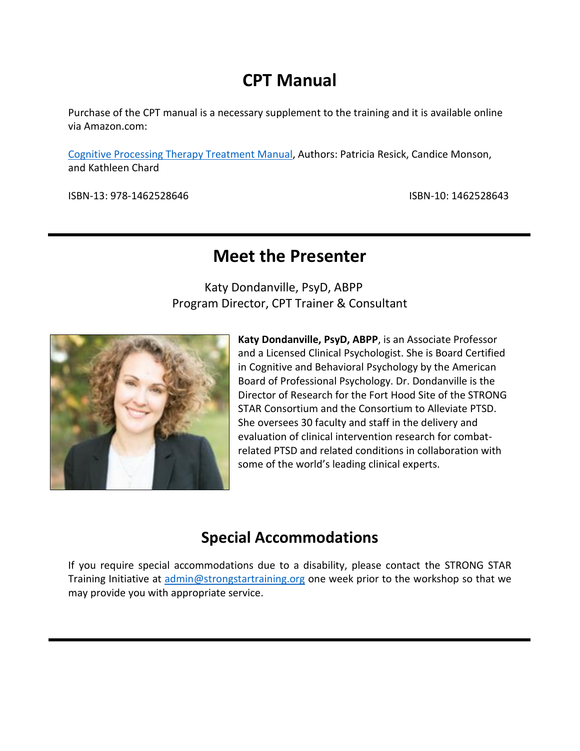## CPT Manual

Purchase of the CPT manual is a necessary supplement to the training and it is available online via Amazon.com:

[Cognitive Processing Therapy Treatment Manual](), Authors: Patricia Resick, Candice Monson, and Kathleen Chard

ISBN-13: 978-1462528646

ISBN-10: 1462528643

---

## Meet the Presenter

Katy Dondanville, PsyD, ABPP
Program Director, CPT Trainer & Consultant

**Katy Dondanville, PsyD, ABPP**, is an Associate Professor and a Licensed Clinical Psychologist. She is Board Certified in Cognitive and Behavioral Psychology by the American Board of Professional Psychology. Dr. Dondanville is the Director of Research for the Fort Hood Site of the STRONG STAR Consortium and the Consortium to Alleviate PTSD. She oversees 30 faculty and staff in the delivery and evaluation of clinical intervention research for combat-related PTSD and related conditions in collaboration with some of the world's leading clinical experts.

## Special Accommodations

If you require special accommodations due to a disability, please contact the STRONG STAR Training Initiative at admin@strongstartraining.org one week prior to the workshop so that we may provide you with appropriate service.

---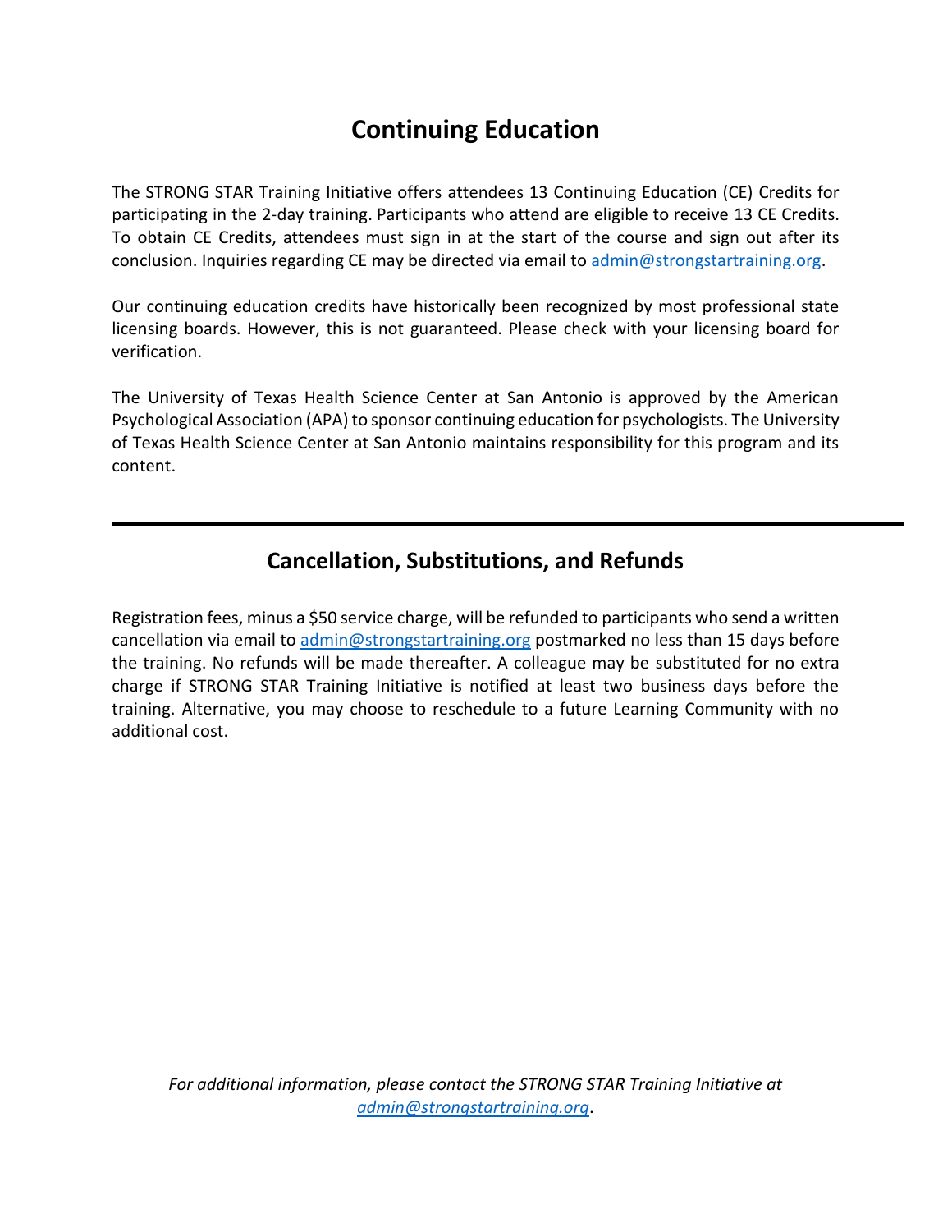## Continuing Education

The STRONG STAR Training Initiative offers attendees 13 Continuing Education (CE) Credits for participating in the 2-day training. Participants who attend are eligible to receive 13 CE Credits. To obtain CE Credits, attendees must sign in at the start of the course and sign out after its conclusion. Inquiries regarding CE may be directed via email to admin@strongstartraining.org.

Our continuing education credits have historically been recognized by most professional state licensing boards. However, this is not guaranteed. Please check with your licensing board for verification.

The University of Texas Health Science Center at San Antonio is approved by the American Psychological Association (APA) to sponsor continuing education for psychologists. The University of Texas Health Science Center at San Antonio maintains responsibility for this program and its content.

---

## Cancellation, Substitutions, and Refunds

Registration fees, minus a $50 service charge, will be refunded to participants who send a written cancellation via email to admin@strongstartraining.org postmarked no less than 15 days before the training. No refunds will be made thereafter. A colleague may be substituted for no extra charge if STRONG STAR Training Initiative is notified at least two business days before the training. Alternative, you may choose to reschedule to a future Learning Community with no additional cost.

*For additional information, please contact the STRONG STAR Training Initiative at admin@strongstartraining.org.*